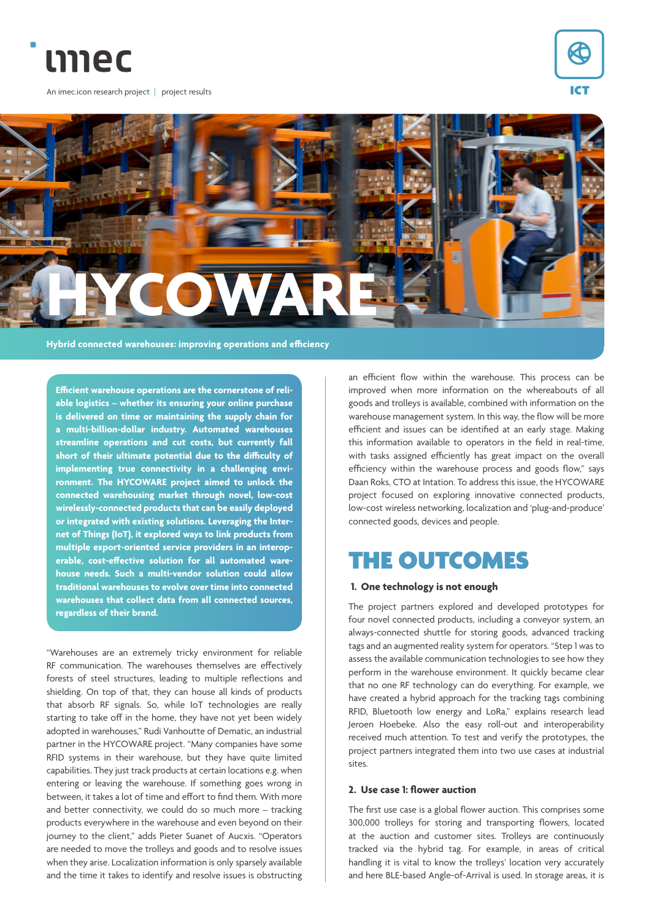imec

An imec.icon research project | project results

ICT

# HYCOWARE

**Hybrid connected warehouses: improving operations and efficiency**

**Efficient warehouse operations are the cornerstone of reliable logistics – whether its ensuring your online purchase is delivered on time or maintaining the supply chain for a multi-billion-dollar industry. Automated warehouses streamline operations and cut costs, but currently fall short of their ultimate potential due to the difficulty of implementing true connectivity in a challenging environment. The HYCOWARE project aimed to unlock the connected warehousing market through novel, low-cost wirelessly-connected products that can be easily deployed or integrated with existing solutions. Leveraging the Internet of Things (IoT), it explored ways to link products from multiple export-oriented service providers in an interoperable, cost-effective solution for all automated warehouse needs. Such a multi-vendor solution could allow traditional warehouses to evolve over time into connected warehouses that collect data from all connected sources, regardless of their brand.**

"Warehouses are an extremely tricky environment for reliable RF communication. The warehouses themselves are effectively forests of steel structures, leading to multiple reflections and shielding. On top of that, they can house all kinds of products that absorb RF signals. So, while IoT technologies are really starting to take off in the home, they have not yet been widely adopted in warehouses," Rudi Vanhoutte of Dematic, an industrial partner in the HYCOWARE project. "Many companies have some RFID systems in their warehouse, but they have quite limited capabilities. They just track products at certain locations e.g. when entering or leaving the warehouse. If something goes wrong in between, it takes a lot of time and effort to find them. With more and better connectivity, we could do so much more – tracking products everywhere in the warehouse and even beyond on their journey to the client," adds Pieter Suanet of Auxcis. "Operators are needed to move the trolleys and goods and to resolve issues when they arise. Localization information is only sparsely available and the time it takes to identify and resolve issues is obstructing an efficient flow within the warehouse. This process can be improved when more information on the whereabouts of all goods and trolleys is available, combined with information on the warehouse management system. In this way, the flow will be more efficient and issues can be identified at an early stage. Making this information available to operators in the field in real-time, with tasks assigned efficiently has great impact on the overall efficiency within the warehouse process and goods flow," says Daan Roks, CTO at Intation. To address this issue, the HYCOWARE project focused on exploring innovative connected products, low-cost wireless networking, localization and 'plug-and-produce' connected goods, devices and people.

## THE OUTCOMES

### 1. One technology is not enough

The project partners explored and developed prototypes for four novel connected products, including a conveyor system, an always-connected shuttle for storing goods, advanced tracking tags and an augmented reality system for operators. "Step 1 was to assess the available communication technologies to see how they perform in the warehouse environment. It quickly became clear that no one RF technology can do everything. For example, we have created a hybrid approach for the tracking tags combining RFID, Bluetooth low energy and LoRa," explains research lead Jeroen Hoebeke. Also the easy roll-out and interoperability received much attention. To test and verify the prototypes, the project partners integrated them into two use cases at industrial sites.

### 2. Use case 1: flower auction

The first use case is a global flower auction. This comprises some 300,000 trolleys for storing and transporting flowers, located at the auction and customer sites. Trolleys are continuously tracked via the hybrid tag. For example, in areas of critical handling it is vital to know the trolleys' location very accurately and here BLE-based Angle-of-Arrival is used. In storage areas, it is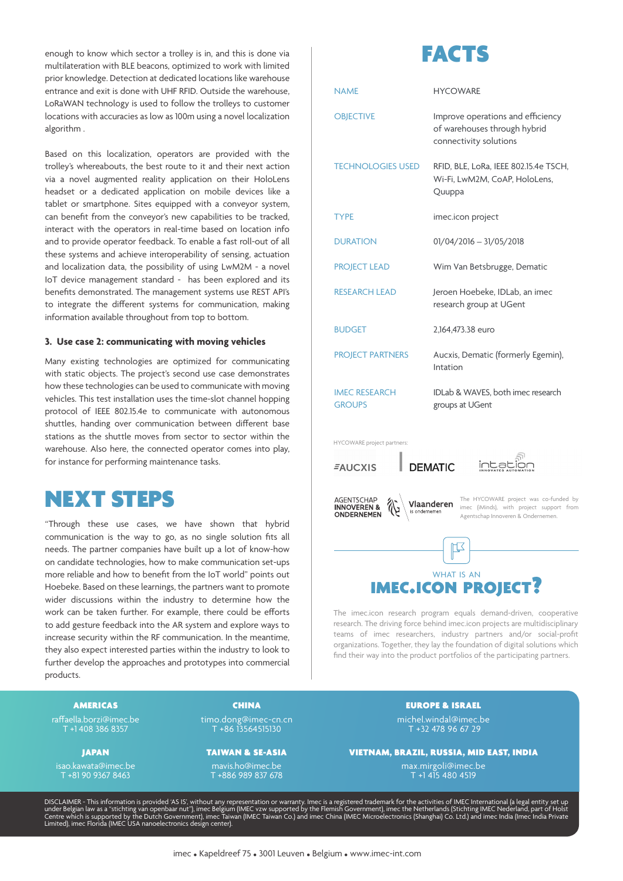enough to know which sector a trolley is in, and this is done via multilateration with BLE beacons, optimized to work with limited prior knowledge. Detection at dedicated locations like warehouse entrance and exit is done with UHF RFID. Outside the warehouse, LoRaWAN technology is used to follow the trolleys to customer locations with accuracies as low as 100m using a novel localization algorithm .

Based on this localization, operators are provided with the trolley's whereabouts, the best route to it and their next action via a novel augmented reality application on their HoloLens headset or a dedicated application on mobile devices like a tablet or smartphone. Sites equipped with a conveyor system, can benefit from the conveyor's new capabilities to be tracked, interact with the operators in real-time based on location info and to provide operator feedback. To enable a fast roll-out of all these systems and achieve interoperability of sensing, actuation and localization data, the possibility of using LwM2M - a novel IoT device management standard - has been explored and its benefits demonstrated. The management systems use REST API's to integrate the different systems for communication, making information available throughout from top to bottom.

### 3. Use case 2: communicating with moving vehicles

Many existing technologies are optimized for communicating with static objects. The project's second use case demonstrates how these technologies can be used to communicate with moving vehicles. This test installation uses the time-slot channel hopping protocol of IEEE 802.15.4e to communicate with autonomous shuttles, handing over communication between different base stations as the shuttle moves from sector to sector within the warehouse. Also here, the connected operator comes into play, for instance for performing maintenance tasks.

## NEXT STEPS

"Through these use cases, we have shown that hybrid communication is the way to go, as no single solution fits all needs. The partner companies have built up a lot of know-how on candidate technologies, how to make communication set-ups more reliable and how to benefit from the IoT world" points out Hoebeke. Based on these learnings, the partners want to promote wider discussions within the industry to determine how the work can be taken further. For example, there could be efforts to add gesture feedback into the AR system and explore ways to increase security within the RF communication. In the meantime, they also expect interested parties within the industry to look to further develop the approaches and prototypes into commercial products.

## FACTS

| | |
|---|---|
| NAME | HYCOWARE |
| OBJECTIVE | Improve operations and efficiency of warehouses through hybrid connectivity solutions |
| TECHNOLOGIES USED | RFID, BLE, LoRa, IEEE 802.15.4e TSCH, Wi-Fi, LwM2M, CoAP, HoloLens, Quuppa |
| TYPE | imec.icon project |
| DURATION | 01/04/2016 – 31/05/2018 |
| PROJECT LEAD | Wim Van Betsbrugge, Dematic |
| RESEARCH LEAD | Jeroen Hoebeke, IDLab, an imec research group at UGent |
| BUDGET | 2,164,473.38 euro |
| PROJECT PARTNERS | Aucxis, Dematic (formerly Egemin), Intation |
| IMEC RESEARCH GROUPS | IDLab & WAVES, both imec research groups at UGent |

HYCOWARE project partners:

AUCXIS DEMATIC intation

AGENTSCHAP INNOVEREN & ONDERNEMEN Vlaanderen is ondernemen

The HYCOWARE project was co-funded by imec (iMinds), with project support from Agentschap Innoveren & Ondernemen.

WHAT IS AN
## IMEC.ICON PROJECT?

The imec.icon research program equals demand-driven, cooperative research. The driving force behind imec.icon projects are multidisciplinary teams of imec researchers, industry partners and/or social-profit organizations. Together, they lay the foundation of digital solutions which find their way into the product portfolios of the participating partners.

**AMERICAS**
raffaella.borzi@imec.be
T +1 408 386 8357

**CHINA**
timo.dong@imec-cn.cn
T +86 13564515130

**EUROPE & ISRAEL**
michel.windal@imec.be
T +32 478 96 67 29

**JAPAN**
isao.kawata@imec.be
T +81 90 9367 8463

**TAIWAN & SE-ASIA**
mavis.ho@imec.be
T +886 989 837 678

**VIETNAM, BRAZIL, RUSSIA, MID EAST, INDIA**
max.mirgoli@imec.be
T +1 415 480 4519

DISCLAIMER - This information is provided 'AS IS', without any representation or warranty. Imec is a registered trademark for the activities of IMEC International (a legal entity set up under Belgian law as a "stichting van openbaar nut"), imec Belgium (IMEC vzw supported by the Flemish Government), imec the Netherlands (Stichting IMEC Nederland, part of Holst Centre which is supported by the Dutch Government), imec Taiwan (IMEC Taiwan Co.) and imec China (IMEC Microelectronics (Shanghai) Co. Ltd.) and imec India (Imec India Private Limited), imec Florida (IMEC USA nanoelectronics design center).

imec • Kapeldreef 75 • 3001 Leuven • Belgium • www.imec-int.com